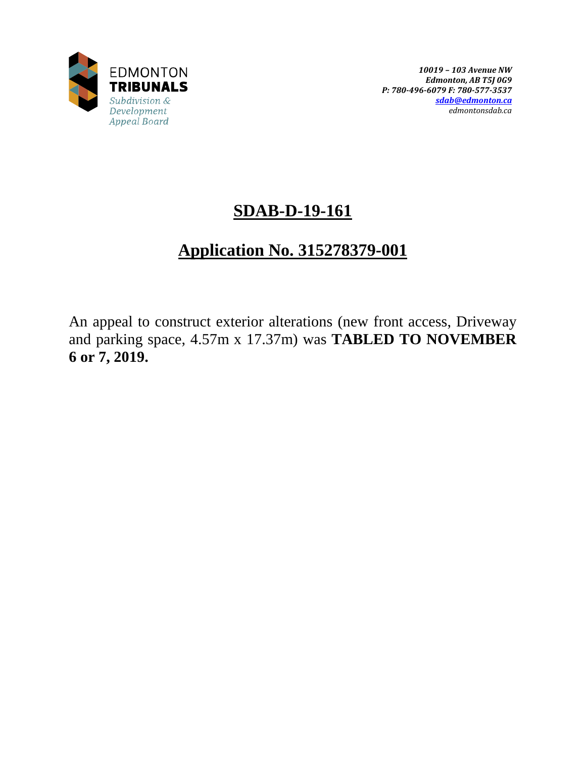EDMONTON
**TRIBUNALS**
*Subdivision & Development Appeal Board*

*10019 – 103 Avenue NW*
*Edmonton, AB T5J 0G9*
*P: 780-496-6079 F: 780-577-3537*
*sdab@edmonton.ca*
*edmontonsdab.ca*

# SDAB-D-19-161

# Application No. 315278379-001

An appeal to construct exterior alterations (new front access, Driveway and parking space, 4.57m x 17.37m) was **TABLED TO NOVEMBER 6 or 7, 2019.**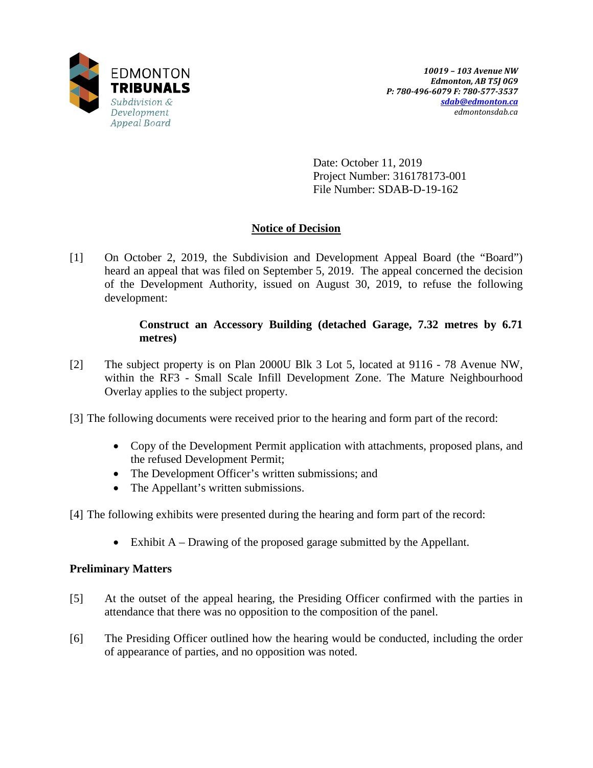EDMONTON
**TRIBUNALS**
*Subdivision & Development Appeal Board*

*10019 – 103 Avenue NW*
*Edmonton, AB T5J 0G9*
*P: 780-496-6079 F: 780-577-3537*
*sdab@edmonton.ca*
*edmontonsdab.ca*

Date: October 11, 2019
Project Number: 316178173-001
File Number: SDAB-D-19-162

## Notice of Decision

[1] On October 2, 2019, the Subdivision and Development Appeal Board (the "Board") heard an appeal that was filed on September 5, 2019. The appeal concerned the decision of the Development Authority, issued on August 30, 2019, to refuse the following development:

> **Construct an Accessory Building (detached Garage, 7.32 metres by 6.71 metres)**

[2] The subject property is on Plan 2000U Blk 3 Lot 5, located at 9116 - 78 Avenue NW, within the RF3 - Small Scale Infill Development Zone. The Mature Neighbourhood Overlay applies to the subject property.

[3] The following documents were received prior to the hearing and form part of the record:

- Copy of the Development Permit application with attachments, proposed plans, and the refused Development Permit;
- The Development Officer's written submissions; and
- The Appellant's written submissions.

[4] The following exhibits were presented during the hearing and form part of the record:

- Exhibit A – Drawing of the proposed garage submitted by the Appellant.

### Preliminary Matters

[5] At the outset of the appeal hearing, the Presiding Officer confirmed with the parties in attendance that there was no opposition to the composition of the panel.

[6] The Presiding Officer outlined how the hearing would be conducted, including the order of appearance of parties, and no opposition was noted.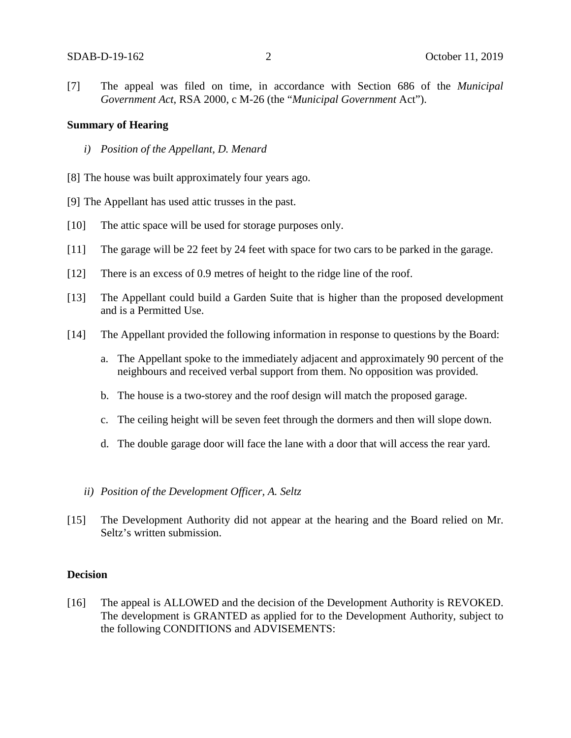[7] The appeal was filed on time, in accordance with Section 686 of the *Municipal Government Act*, RSA 2000, c M-26 (the "*Municipal Government* Act").

**Summary of Hearing**

*i) Position of the Appellant, D. Menard*

[8] The house was built approximately four years ago.

[9] The Appellant has used attic trusses in the past.

[10] The attic space will be used for storage purposes only.

[11] The garage will be 22 feet by 24 feet with space for two cars to be parked in the garage.

[12] There is an excess of 0.9 metres of height to the ridge line of the roof.

[13] The Appellant could build a Garden Suite that is higher than the proposed development and is a Permitted Use.

[14] The Appellant provided the following information in response to questions by the Board:

a. The Appellant spoke to the immediately adjacent and approximately 90 percent of the neighbours and received verbal support from them. No opposition was provided.

b. The house is a two-storey and the roof design will match the proposed garage.

c. The ceiling height will be seven feet through the dormers and then will slope down.

d. The double garage door will face the lane with a door that will access the rear yard.

*ii) Position of the Development Officer, A. Seltz*

[15] The Development Authority did not appear at the hearing and the Board relied on Mr. Seltz's written submission.

**Decision**

[16] The appeal is ALLOWED and the decision of the Development Authority is REVOKED. The development is GRANTED as applied for to the Development Authority, subject to the following CONDITIONS and ADVISEMENTS: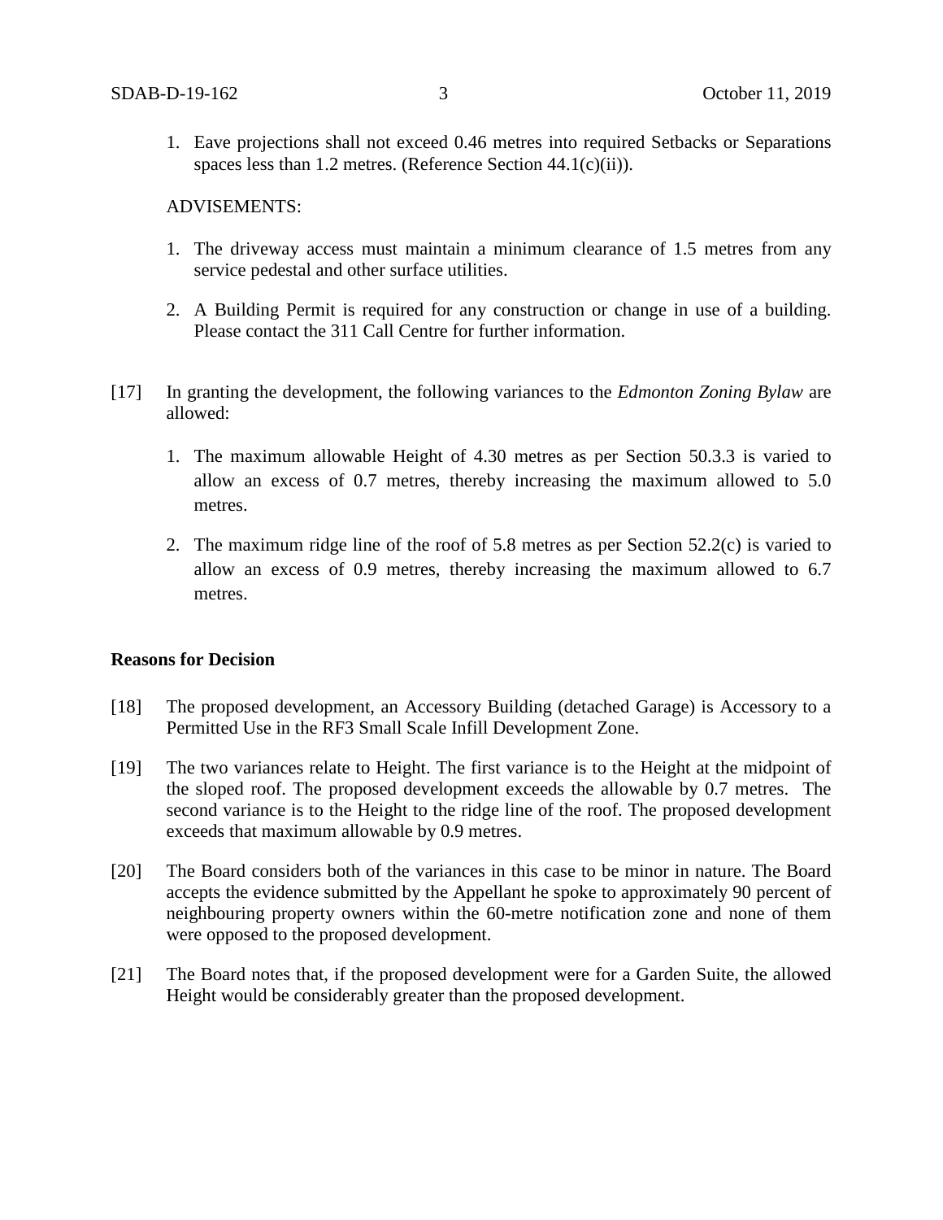1. Eave projections shall not exceed 0.46 metres into required Setbacks or Separations spaces less than 1.2 metres. (Reference Section 44.1(c)(ii)).

ADVISEMENTS:

1. The driveway access must maintain a minimum clearance of 1.5 metres from any service pedestal and other surface utilities.

2. A Building Permit is required for any construction or change in use of a building. Please contact the 311 Call Centre for further information.

[17] In granting the development, the following variances to the *Edmonton Zoning Bylaw* are allowed:

1. The maximum allowable Height of 4.30 metres as per Section 50.3.3 is varied to allow an excess of 0.7 metres, thereby increasing the maximum allowed to 5.0 metres.

2. The maximum ridge line of the roof of 5.8 metres as per Section 52.2(c) is varied to allow an excess of 0.9 metres, thereby increasing the maximum allowed to 6.7 metres.

**Reasons for Decision**

[18] The proposed development, an Accessory Building (detached Garage) is Accessory to a Permitted Use in the RF3 Small Scale Infill Development Zone.

[19] The two variances relate to Height. The first variance is to the Height at the midpoint of the sloped roof. The proposed development exceeds the allowable by 0.7 metres. The second variance is to the Height to the ridge line of the roof. The proposed development exceeds that maximum allowable by 0.9 metres.

[20] The Board considers both of the variances in this case to be minor in nature. The Board accepts the evidence submitted by the Appellant he spoke to approximately 90 percent of neighbouring property owners within the 60-metre notification zone and none of them were opposed to the proposed development.

[21] The Board notes that, if the proposed development were for a Garden Suite, the allowed Height would be considerably greater than the proposed development.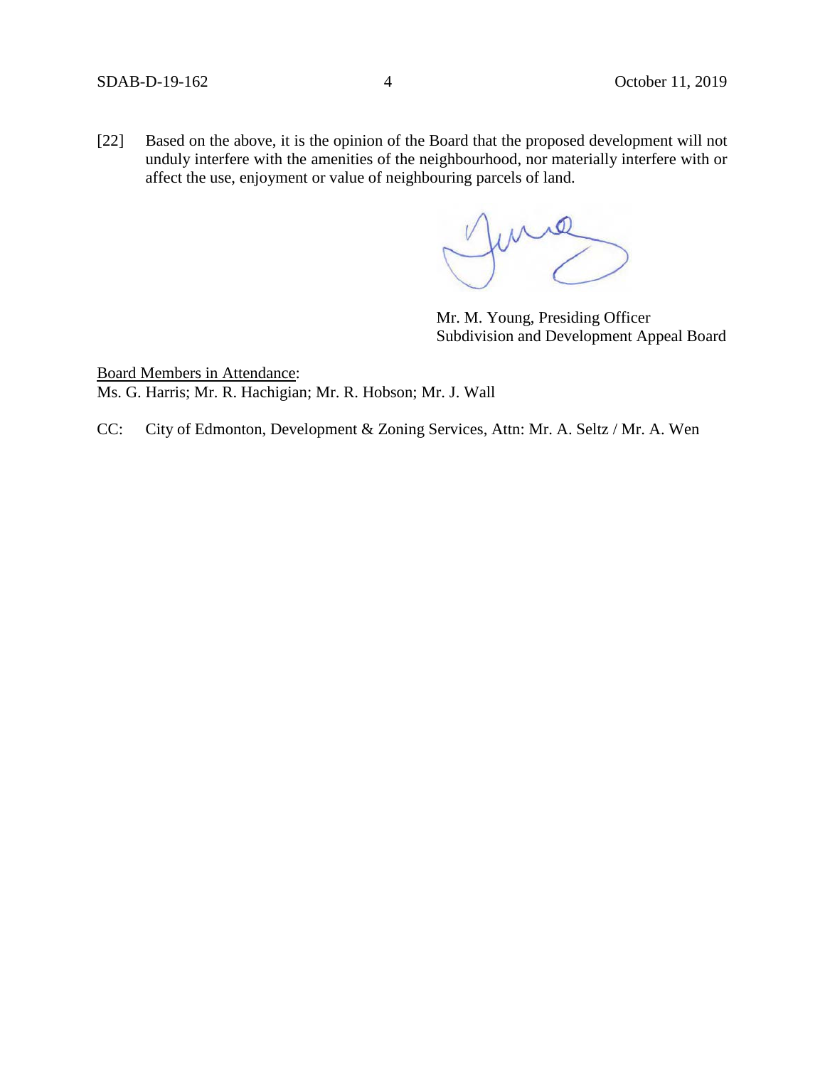[22] Based on the above, it is the opinion of the Board that the proposed development will not unduly interfere with the amenities of the neighbourhood, nor materially interfere with or affect the use, enjoyment or value of neighbouring parcels of land.

Mr. M. Young, Presiding Officer
Subdivision and Development Appeal Board

Board Members in Attendance:
Ms. G. Harris; Mr. R. Hachigian; Mr. R. Hobson; Mr. J. Wall

CC: City of Edmonton, Development & Zoning Services, Attn: Mr. A. Seltz / Mr. A. Wen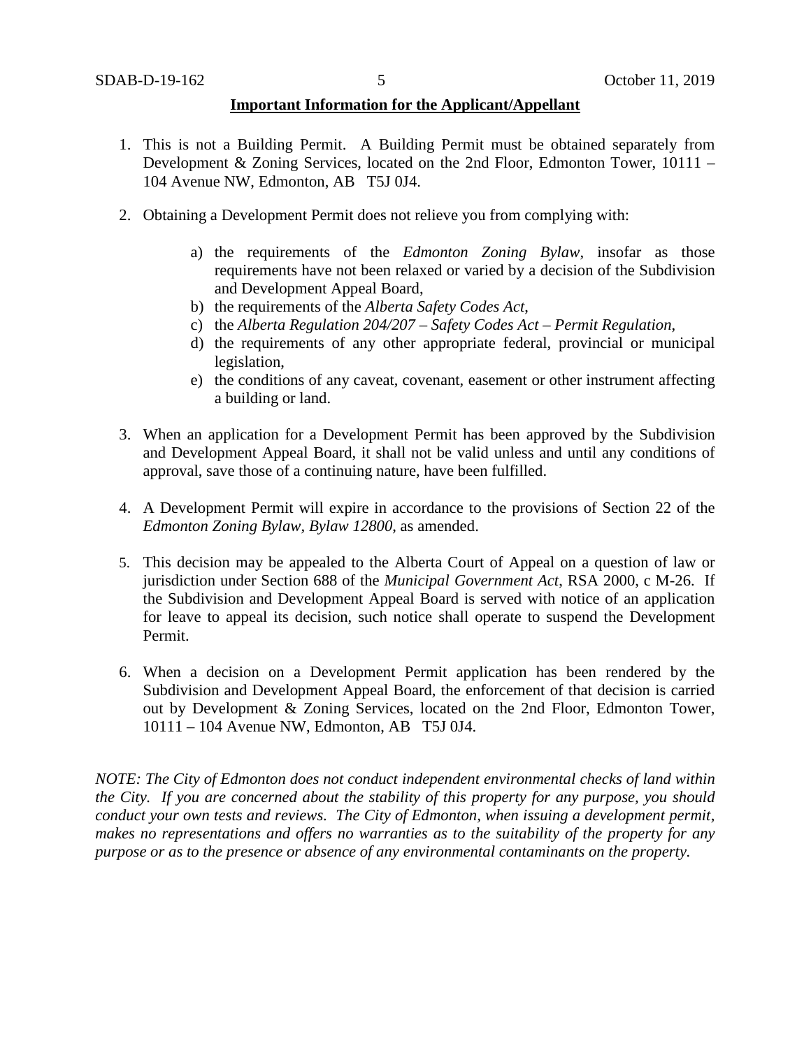**Important Information for the Applicant/Appellant**

1. This is not a Building Permit. A Building Permit must be obtained separately from Development & Zoning Services, located on the 2nd Floor, Edmonton Tower, 10111 – 104 Avenue NW, Edmonton, AB T5J 0J4.

2. Obtaining a Development Permit does not relieve you from complying with:

   a) the requirements of the *Edmonton Zoning Bylaw*, insofar as those requirements have not been relaxed or varied by a decision of the Subdivision and Development Appeal Board,
   b) the requirements of the *Alberta Safety Codes Act*,
   c) the *Alberta Regulation 204/207 – Safety Codes Act – Permit Regulation*,
   d) the requirements of any other appropriate federal, provincial or municipal legislation,
   e) the conditions of any caveat, covenant, easement or other instrument affecting a building or land.

3. When an application for a Development Permit has been approved by the Subdivision and Development Appeal Board, it shall not be valid unless and until any conditions of approval, save those of a continuing nature, have been fulfilled.

4. A Development Permit will expire in accordance to the provisions of Section 22 of the *Edmonton Zoning Bylaw, Bylaw 12800*, as amended.

5. This decision may be appealed to the Alberta Court of Appeal on a question of law or jurisdiction under Section 688 of the *Municipal Government Act*, RSA 2000, c M-26. If the Subdivision and Development Appeal Board is served with notice of an application for leave to appeal its decision, such notice shall operate to suspend the Development Permit.

6. When a decision on a Development Permit application has been rendered by the Subdivision and Development Appeal Board, the enforcement of that decision is carried out by Development & Zoning Services, located on the 2nd Floor, Edmonton Tower, 10111 – 104 Avenue NW, Edmonton, AB T5J 0J4.

*NOTE: The City of Edmonton does not conduct independent environmental checks of land within the City. If you are concerned about the stability of this property for any purpose, you should conduct your own tests and reviews. The City of Edmonton, when issuing a development permit, makes no representations and offers no warranties as to the suitability of the property for any purpose or as to the presence or absence of any environmental contaminants on the property.*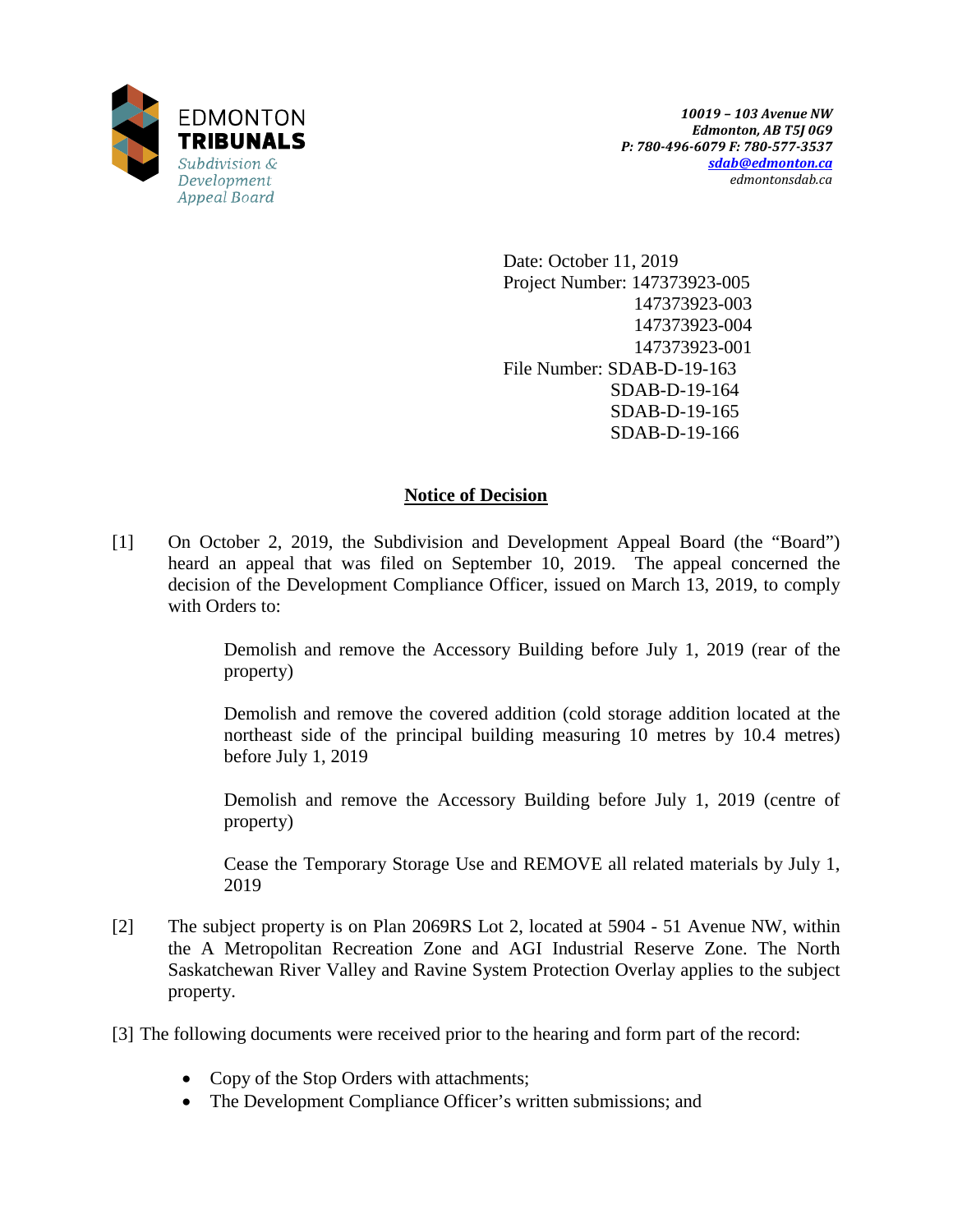EDMONTON
**TRIBUNALS**
*Subdivision & Development Appeal Board*

*10019 – 103 Avenue NW*
*Edmonton, AB T5J 0G9*
*P: 780-496-6079 F: 780-577-3537*
*sdab@edmonton.ca*
*edmontonsdab.ca*

Date: October 11, 2019
Project Number: 147373923-005
147373923-003
147373923-004
147373923-001
File Number: SDAB-D-19-163
SDAB-D-19-164
SDAB-D-19-165
SDAB-D-19-166

## Notice of Decision

[1] On October 2, 2019, the Subdivision and Development Appeal Board (the "Board") heard an appeal that was filed on September 10, 2019. The appeal concerned the decision of the Development Compliance Officer, issued on March 13, 2019, to comply with Orders to:

> Demolish and remove the Accessory Building before July 1, 2019 (rear of the property)
>
> Demolish and remove the covered addition (cold storage addition located at the northeast side of the principal building measuring 10 metres by 10.4 metres) before July 1, 2019
>
> Demolish and remove the Accessory Building before July 1, 2019 (centre of property)
>
> Cease the Temporary Storage Use and REMOVE all related materials by July 1, 2019

[2] The subject property is on Plan 2069RS Lot 2, located at 5904 - 51 Avenue NW, within the A Metropolitan Recreation Zone and AGI Industrial Reserve Zone. The North Saskatchewan River Valley and Ravine System Protection Overlay applies to the subject property.

[3] The following documents were received prior to the hearing and form part of the record:

- Copy of the Stop Orders with attachments;
- The Development Compliance Officer's written submissions; and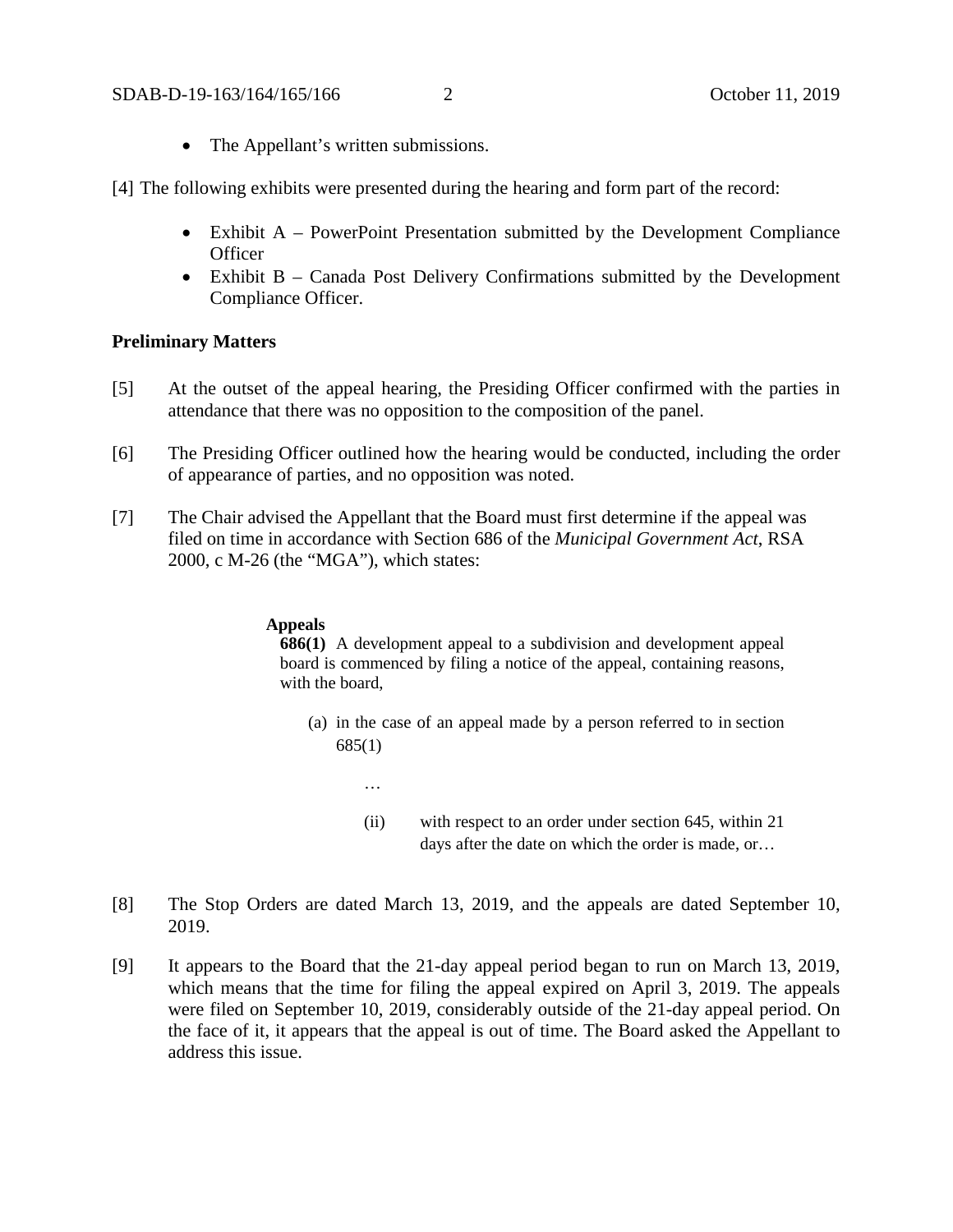- The Appellant's written submissions.

[4] The following exhibits were presented during the hearing and form part of the record:

- Exhibit A – PowerPoint Presentation submitted by the Development Compliance Officer
- Exhibit B – Canada Post Delivery Confirmations submitted by the Development Compliance Officer.

**Preliminary Matters**

[5] At the outset of the appeal hearing, the Presiding Officer confirmed with the parties in attendance that there was no opposition to the composition of the panel.

[6] The Presiding Officer outlined how the hearing would be conducted, including the order of appearance of parties, and no opposition was noted.

[7] The Chair advised the Appellant that the Board must first determine if the appeal was filed on time in accordance with Section 686 of the *Municipal Government Act*, RSA 2000, c M-26 (the "MGA"), which states:

> **Appeals**
> **686(1)** A development appeal to a subdivision and development appeal board is commenced by filing a notice of the appeal, containing reasons, with the board,
>
> (a) in the case of an appeal made by a person referred to in section 685(1)
>
> …
>
> (ii) with respect to an order under section 645, within 21 days after the date on which the order is made, or…

[8] The Stop Orders are dated March 13, 2019, and the appeals are dated September 10, 2019.

[9] It appears to the Board that the 21-day appeal period began to run on March 13, 2019, which means that the time for filing the appeal expired on April 3, 2019. The appeals were filed on September 10, 2019, considerably outside of the 21-day appeal period. On the face of it, it appears that the appeal is out of time. The Board asked the Appellant to address this issue.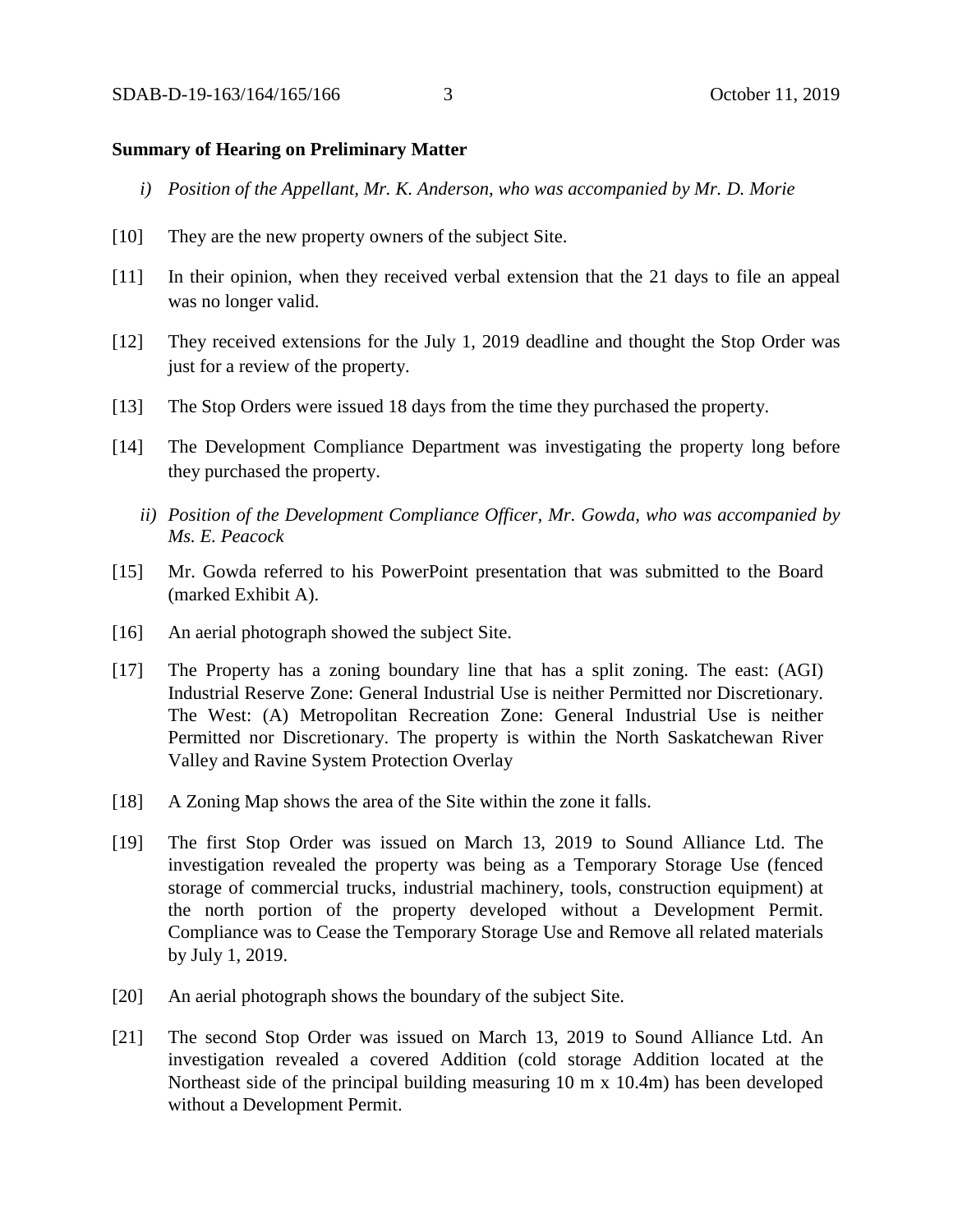**Summary of Hearing on Preliminary Matter**

*i) Position of the Appellant, Mr. K. Anderson, who was accompanied by Mr. D. Morie*

[10] They are the new property owners of the subject Site.

[11] In their opinion, when they received verbal extension that the 21 days to file an appeal was no longer valid.

[12] They received extensions for the July 1, 2019 deadline and thought the Stop Order was just for a review of the property.

[13] The Stop Orders were issued 18 days from the time they purchased the property.

[14] The Development Compliance Department was investigating the property long before they purchased the property.

*ii) Position of the Development Compliance Officer, Mr. Gowda, who was accompanied by Ms. E. Peacock*

[15] Mr. Gowda referred to his PowerPoint presentation that was submitted to the Board (marked Exhibit A).

[16] An aerial photograph showed the subject Site.

[17] The Property has a zoning boundary line that has a split zoning. The east: (AGI) Industrial Reserve Zone: General Industrial Use is neither Permitted nor Discretionary. The West: (A) Metropolitan Recreation Zone: General Industrial Use is neither Permitted nor Discretionary. The property is within the North Saskatchewan River Valley and Ravine System Protection Overlay

[18] A Zoning Map shows the area of the Site within the zone it falls.

[19] The first Stop Order was issued on March 13, 2019 to Sound Alliance Ltd. The investigation revealed the property was being as a Temporary Storage Use (fenced storage of commercial trucks, industrial machinery, tools, construction equipment) at the north portion of the property developed without a Development Permit. Compliance was to Cease the Temporary Storage Use and Remove all related materials by July 1, 2019.

[20] An aerial photograph shows the boundary of the subject Site.

[21] The second Stop Order was issued on March 13, 2019 to Sound Alliance Ltd. An investigation revealed a covered Addition (cold storage Addition located at the Northeast side of the principal building measuring 10 m x 10.4m) has been developed without a Development Permit.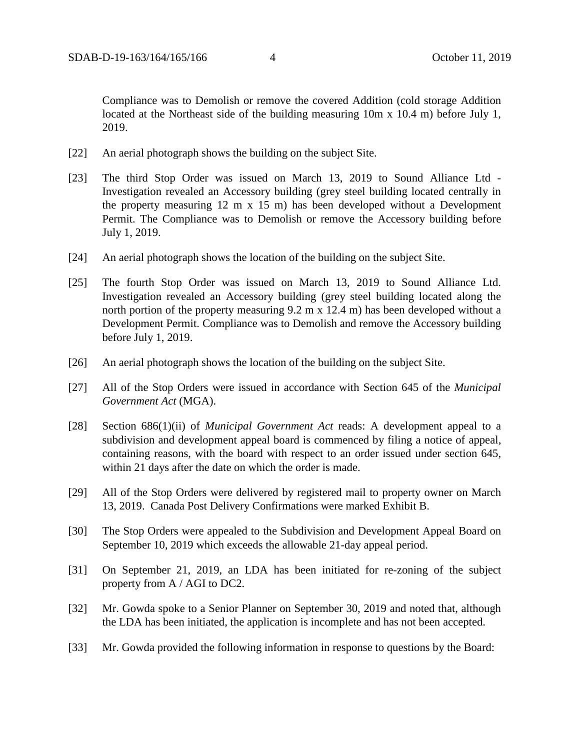Compliance was to Demolish or remove the covered Addition (cold storage Addition located at the Northeast side of the building measuring 10m x 10.4 m) before July 1, 2019.

[22] An aerial photograph shows the building on the subject Site.

[23] The third Stop Order was issued on March 13, 2019 to Sound Alliance Ltd - Investigation revealed an Accessory building (grey steel building located centrally in the property measuring 12 m x 15 m) has been developed without a Development Permit. The Compliance was to Demolish or remove the Accessory building before July 1, 2019.

[24] An aerial photograph shows the location of the building on the subject Site.

[25] The fourth Stop Order was issued on March 13, 2019 to Sound Alliance Ltd. Investigation revealed an Accessory building (grey steel building located along the north portion of the property measuring 9.2 m x 12.4 m) has been developed without a Development Permit. Compliance was to Demolish and remove the Accessory building before July 1, 2019.

[26] An aerial photograph shows the location of the building on the subject Site.

[27] All of the Stop Orders were issued in accordance with Section 645 of the *Municipal Government Act* (MGA).

[28] Section 686(1)(ii) of *Municipal Government Act* reads: A development appeal to a subdivision and development appeal board is commenced by filing a notice of appeal, containing reasons, with the board with respect to an order issued under section 645, within 21 days after the date on which the order is made.

[29] All of the Stop Orders were delivered by registered mail to property owner on March 13, 2019. Canada Post Delivery Confirmations were marked Exhibit B.

[30] The Stop Orders were appealed to the Subdivision and Development Appeal Board on September 10, 2019 which exceeds the allowable 21-day appeal period.

[31] On September 21, 2019, an LDA has been initiated for re-zoning of the subject property from A / AGI to DC2.

[32] Mr. Gowda spoke to a Senior Planner on September 30, 2019 and noted that, although the LDA has been initiated, the application is incomplete and has not been accepted.

[33] Mr. Gowda provided the following information in response to questions by the Board: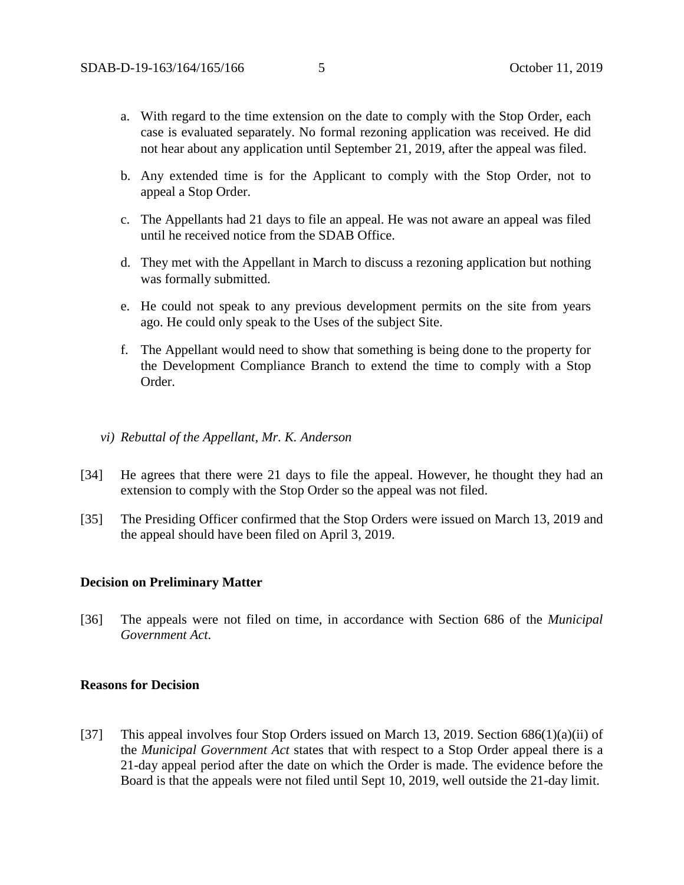a. With regard to the time extension on the date to comply with the Stop Order, each case is evaluated separately. No formal rezoning application was received. He did not hear about any application until September 21, 2019, after the appeal was filed.

b. Any extended time is for the Applicant to comply with the Stop Order, not to appeal a Stop Order.

c. The Appellants had 21 days to file an appeal. He was not aware an appeal was filed until he received notice from the SDAB Office.

d. They met with the Appellant in March to discuss a rezoning application but nothing was formally submitted.

e. He could not speak to any previous development permits on the site from years ago. He could only speak to the Uses of the subject Site.

f. The Appellant would need to show that something is being done to the property for the Development Compliance Branch to extend the time to comply with a Stop Order.

*vi) Rebuttal of the Appellant, Mr. K. Anderson*

[34] He agrees that there were 21 days to file the appeal. However, he thought they had an extension to comply with the Stop Order so the appeal was not filed.

[35] The Presiding Officer confirmed that the Stop Orders were issued on March 13, 2019 and the appeal should have been filed on April 3, 2019.

**Decision on Preliminary Matter**

[36] The appeals were not filed on time, in accordance with Section 686 of the *Municipal Government Act*.

**Reasons for Decision**

[37] This appeal involves four Stop Orders issued on March 13, 2019. Section 686(1)(a)(ii) of the *Municipal Government Act* states that with respect to a Stop Order appeal there is a 21-day appeal period after the date on which the Order is made. The evidence before the Board is that the appeals were not filed until Sept 10, 2019, well outside the 21-day limit.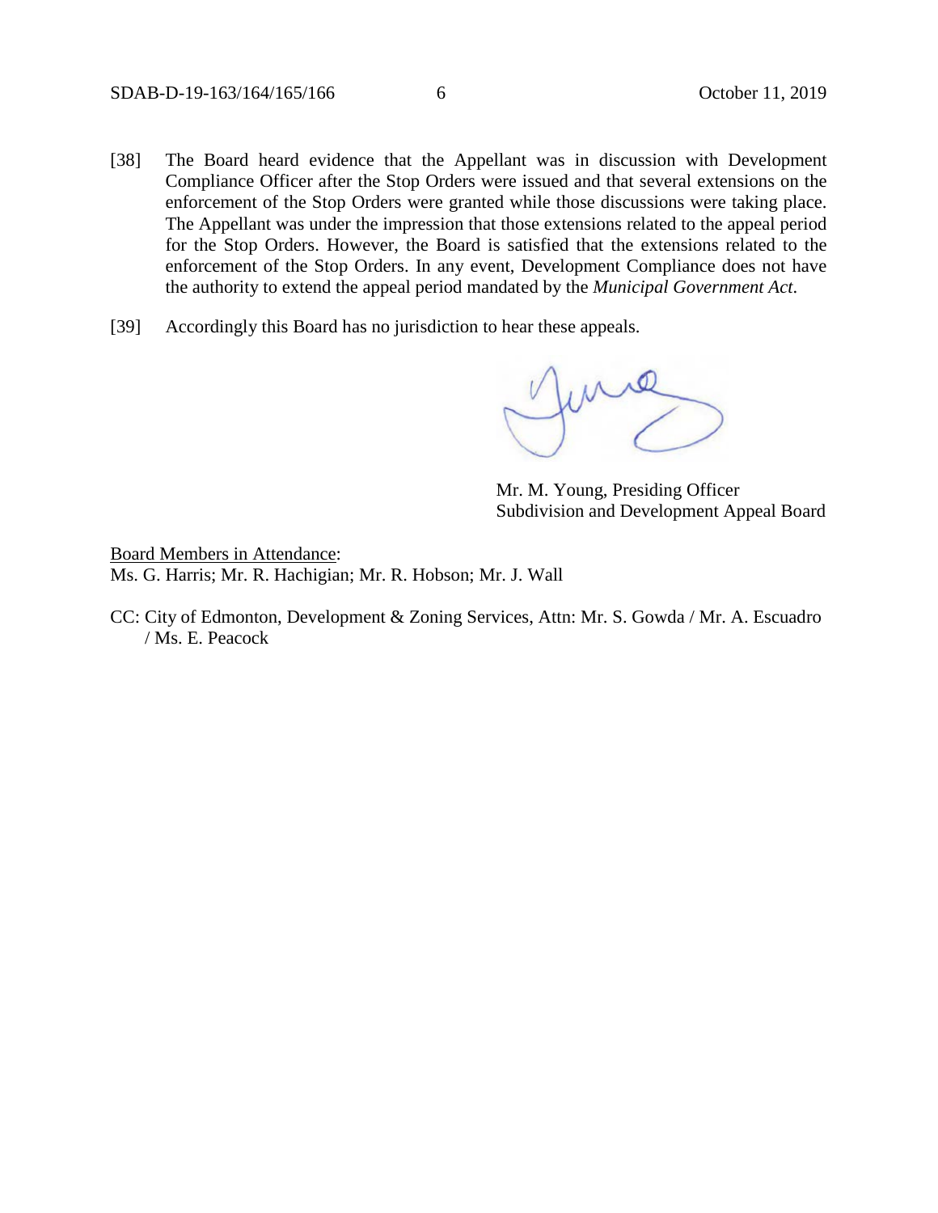[38] The Board heard evidence that the Appellant was in discussion with Development Compliance Officer after the Stop Orders were issued and that several extensions on the enforcement of the Stop Orders were granted while those discussions were taking place. The Appellant was under the impression that those extensions related to the appeal period for the Stop Orders. However, the Board is satisfied that the extensions related to the enforcement of the Stop Orders. In any event, Development Compliance does not have the authority to extend the appeal period mandated by the *Municipal Government Act.*

[39] Accordingly this Board has no jurisdiction to hear these appeals.

Mr. M. Young, Presiding Officer
Subdivision and Development Appeal Board

Board Members in Attendance:
Ms. G. Harris; Mr. R. Hachigian; Mr. R. Hobson; Mr. J. Wall

CC: City of Edmonton, Development & Zoning Services, Attn: Mr. S. Gowda / Mr. A. Escuadro / Ms. E. Peacock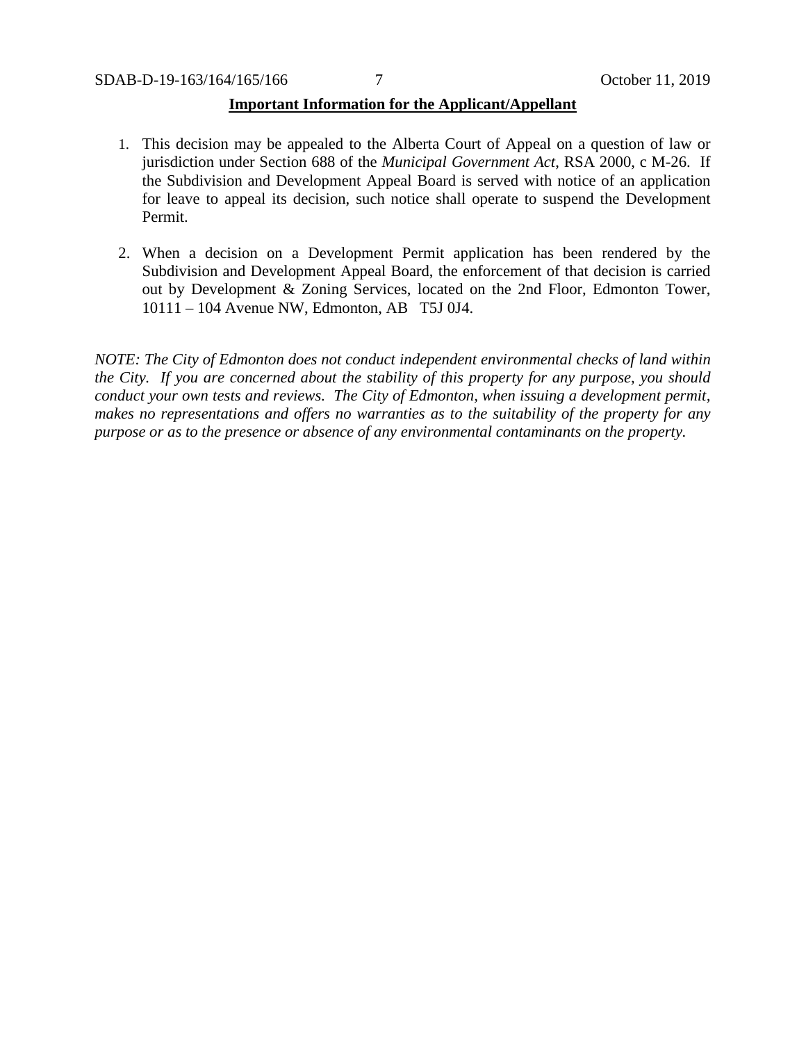**Important Information for the Applicant/Appellant**

1. This decision may be appealed to the Alberta Court of Appeal on a question of law or jurisdiction under Section 688 of the *Municipal Government Act*, RSA 2000, c M-26. If the Subdivision and Development Appeal Board is served with notice of an application for leave to appeal its decision, such notice shall operate to suspend the Development Permit.

2. When a decision on a Development Permit application has been rendered by the Subdivision and Development Appeal Board, the enforcement of that decision is carried out by Development & Zoning Services, located on the 2nd Floor, Edmonton Tower, 10111 – 104 Avenue NW, Edmonton, AB T5J 0J4.

*NOTE: The City of Edmonton does not conduct independent environmental checks of land within the City. If you are concerned about the stability of this property for any purpose, you should conduct your own tests and reviews. The City of Edmonton, when issuing a development permit, makes no representations and offers no warranties as to the suitability of the property for any purpose or as to the presence or absence of any environmental contaminants on the property.*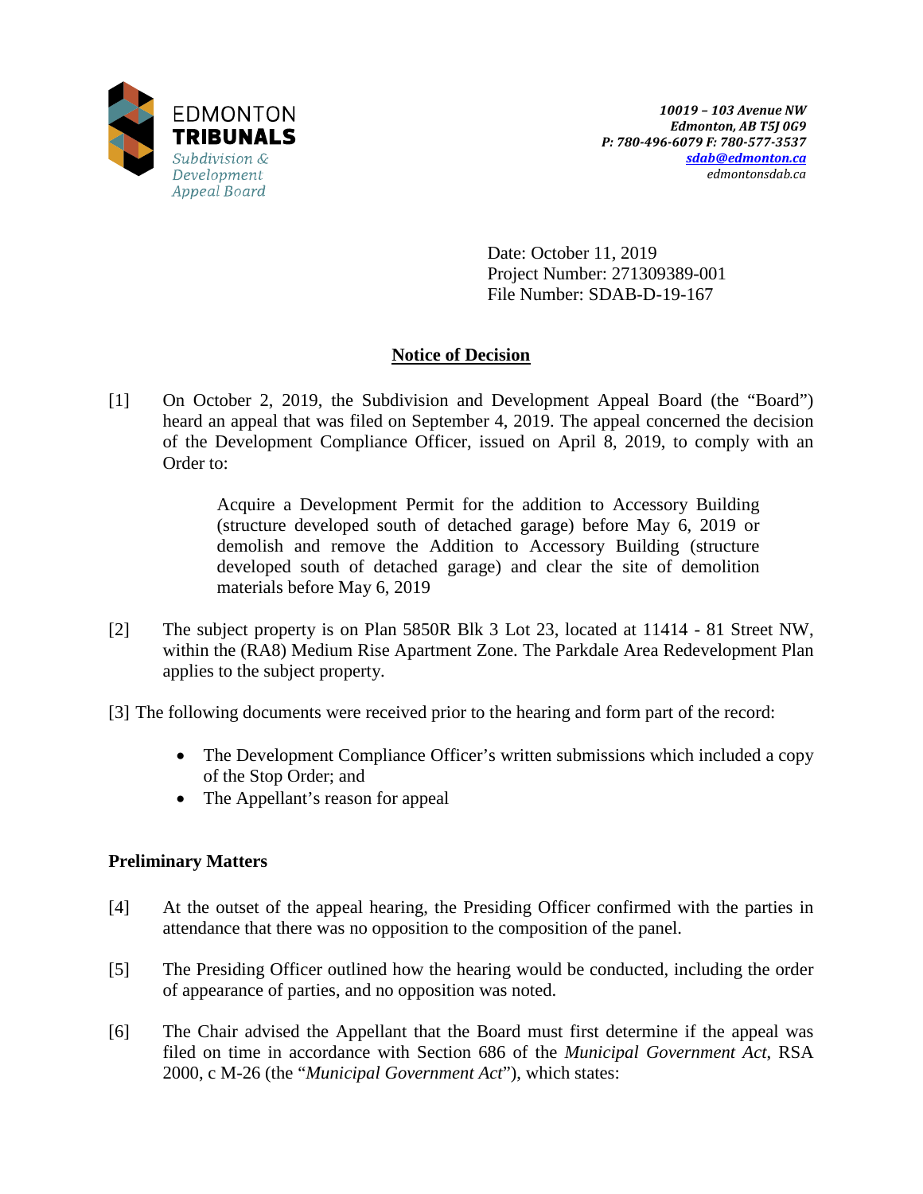EDMONTON
**TRIBUNALS**
*Subdivision & Development Appeal Board*

*10019 – 103 Avenue NW*
*Edmonton, AB T5J 0G9*
*P: 780-496-6079 F: 780-577-3537*
*sdab@edmonton.ca*
*edmontonsdab.ca*

Date: October 11, 2019
Project Number: 271309389-001
File Number: SDAB-D-19-167

## Notice of Decision

[1] On October 2, 2019, the Subdivision and Development Appeal Board (the "Board") heard an appeal that was filed on September 4, 2019. The appeal concerned the decision of the Development Compliance Officer, issued on April 8, 2019, to comply with an Order to:

> Acquire a Development Permit for the addition to Accessory Building (structure developed south of detached garage) before May 6, 2019 or demolish and remove the Addition to Accessory Building (structure developed south of detached garage) and clear the site of demolition materials before May 6, 2019

[2] The subject property is on Plan 5850R Blk 3 Lot 23, located at 11414 - 81 Street NW, within the (RA8) Medium Rise Apartment Zone. The Parkdale Area Redevelopment Plan applies to the subject property.

[3] The following documents were received prior to the hearing and form part of the record:

- The Development Compliance Officer's written submissions which included a copy of the Stop Order; and
- The Appellant's reason for appeal

### Preliminary Matters

[4] At the outset of the appeal hearing, the Presiding Officer confirmed with the parties in attendance that there was no opposition to the composition of the panel.

[5] The Presiding Officer outlined how the hearing would be conducted, including the order of appearance of parties, and no opposition was noted.

[6] The Chair advised the Appellant that the Board must first determine if the appeal was filed on time in accordance with Section 686 of the *Municipal Government Act*, RSA 2000, c M-26 (the "*Municipal Government Act*"), which states: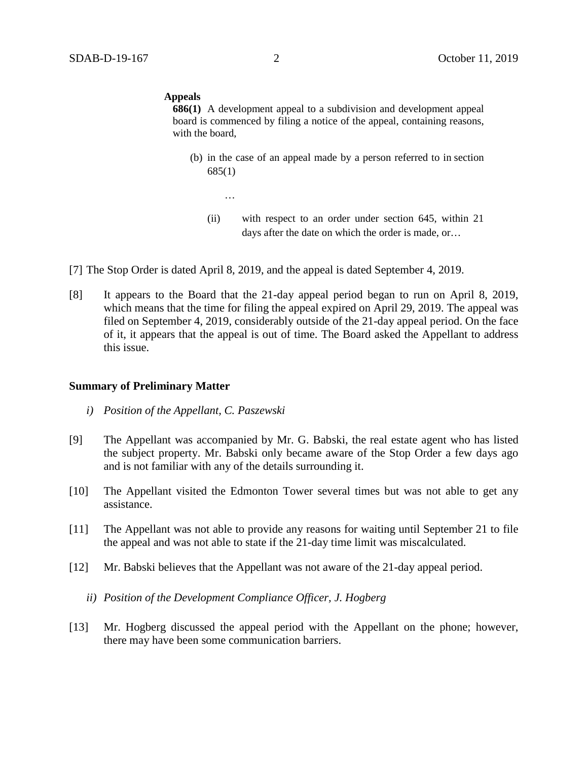**Appeals**

**686(1)** A development appeal to a subdivision and development appeal board is commenced by filing a notice of the appeal, containing reasons, with the board,

(b) in the case of an appeal made by a person referred to in section 685(1)

…

(ii) with respect to an order under section 645, within 21 days after the date on which the order is made, or…

[7] The Stop Order is dated April 8, 2019, and the appeal is dated September 4, 2019.

[8] It appears to the Board that the 21-day appeal period began to run on April 8, 2019, which means that the time for filing the appeal expired on April 29, 2019. The appeal was filed on September 4, 2019, considerably outside of the 21-day appeal period. On the face of it, it appears that the appeal is out of time. The Board asked the Appellant to address this issue.

**Summary of Preliminary Matter**

*i) Position of the Appellant, C. Paszewski*

[9] The Appellant was accompanied by Mr. G. Babski, the real estate agent who has listed the subject property. Mr. Babski only became aware of the Stop Order a few days ago and is not familiar with any of the details surrounding it.

[10] The Appellant visited the Edmonton Tower several times but was not able to get any assistance.

[11] The Appellant was not able to provide any reasons for waiting until September 21 to file the appeal and was not able to state if the 21-day time limit was miscalculated.

[12] Mr. Babski believes that the Appellant was not aware of the 21-day appeal period.

*ii) Position of the Development Compliance Officer, J. Hogberg*

[13] Mr. Hogberg discussed the appeal period with the Appellant on the phone; however, there may have been some communication barriers.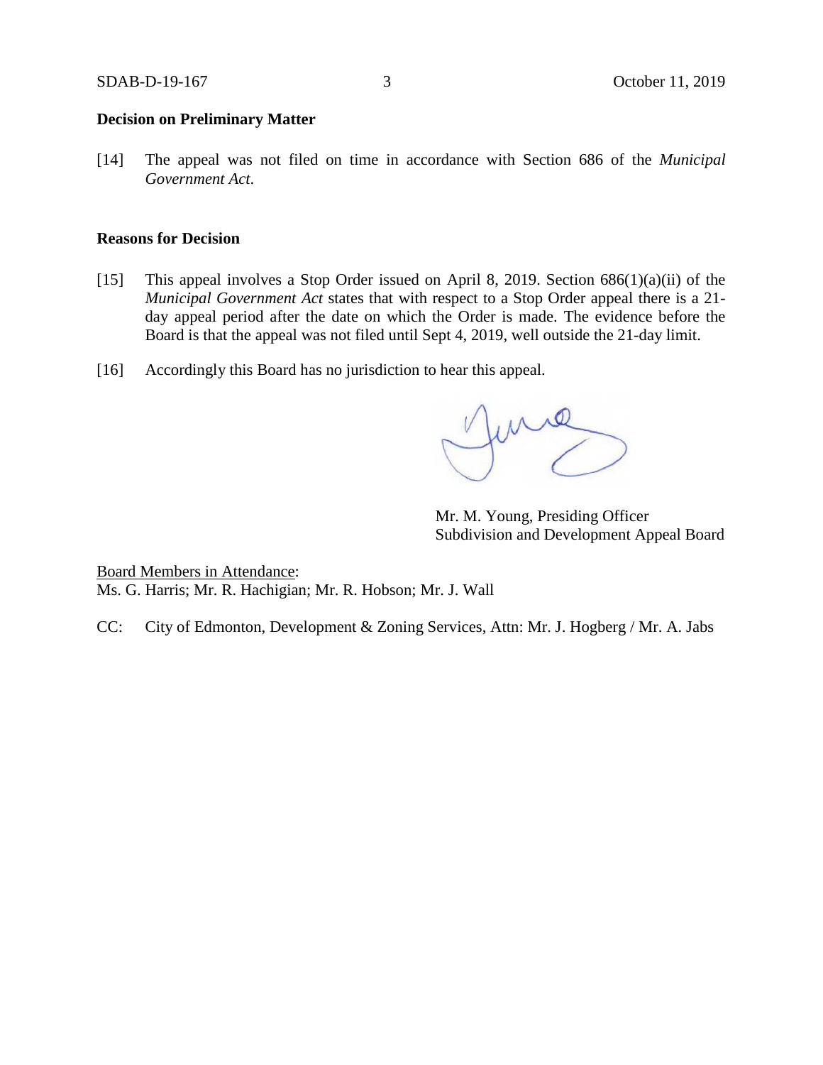**Decision on Preliminary Matter**

[14] The appeal was not filed on time in accordance with Section 686 of the *Municipal Government Act.*

**Reasons for Decision**

[15] This appeal involves a Stop Order issued on April 8, 2019. Section 686(1)(a)(ii) of the *Municipal Government Act* states that with respect to a Stop Order appeal there is a 21-day appeal period after the date on which the Order is made. The evidence before the Board is that the appeal was not filed until Sept 4, 2019, well outside the 21-day limit.

[16] Accordingly this Board has no jurisdiction to hear this appeal.

Mr. M. Young, Presiding Officer
Subdivision and Development Appeal Board

Board Members in Attendance:
Ms. G. Harris; Mr. R. Hachigian; Mr. R. Hobson; Mr. J. Wall

CC: City of Edmonton, Development & Zoning Services, Attn: Mr. J. Hogberg / Mr. A. Jabs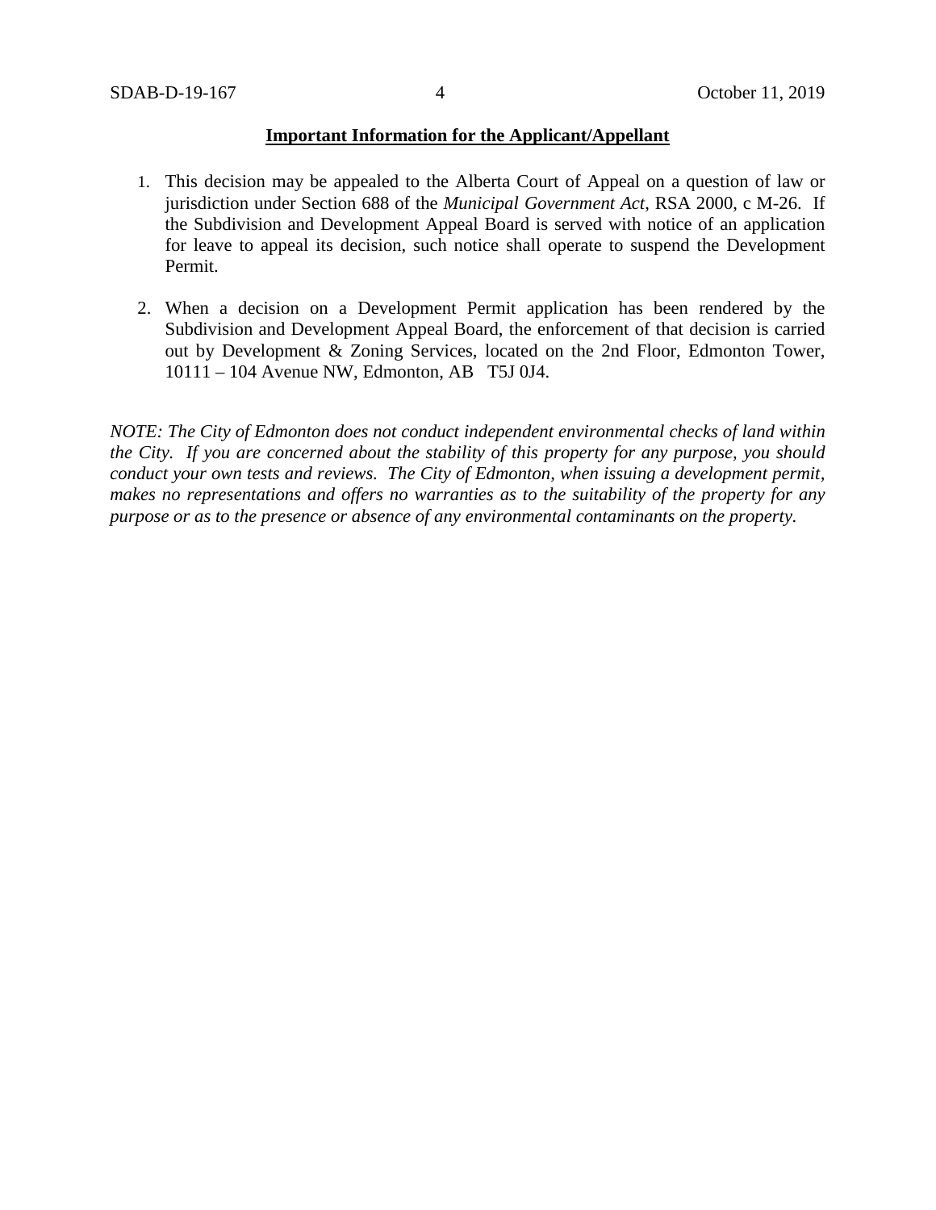**Important Information for the Applicant/Appellant**

1. This decision may be appealed to the Alberta Court of Appeal on a question of law or jurisdiction under Section 688 of the *Municipal Government Act*, RSA 2000, c M-26. If the Subdivision and Development Appeal Board is served with notice of an application for leave to appeal its decision, such notice shall operate to suspend the Development Permit.

2. When a decision on a Development Permit application has been rendered by the Subdivision and Development Appeal Board, the enforcement of that decision is carried out by Development & Zoning Services, located on the 2nd Floor, Edmonton Tower, 10111 – 104 Avenue NW, Edmonton, AB T5J 0J4.

*NOTE: The City of Edmonton does not conduct independent environmental checks of land within the City. If you are concerned about the stability of this property for any purpose, you should conduct your own tests and reviews. The City of Edmonton, when issuing a development permit, makes no representations and offers no warranties as to the suitability of the property for any purpose or as to the presence or absence of any environmental contaminants on the property.*